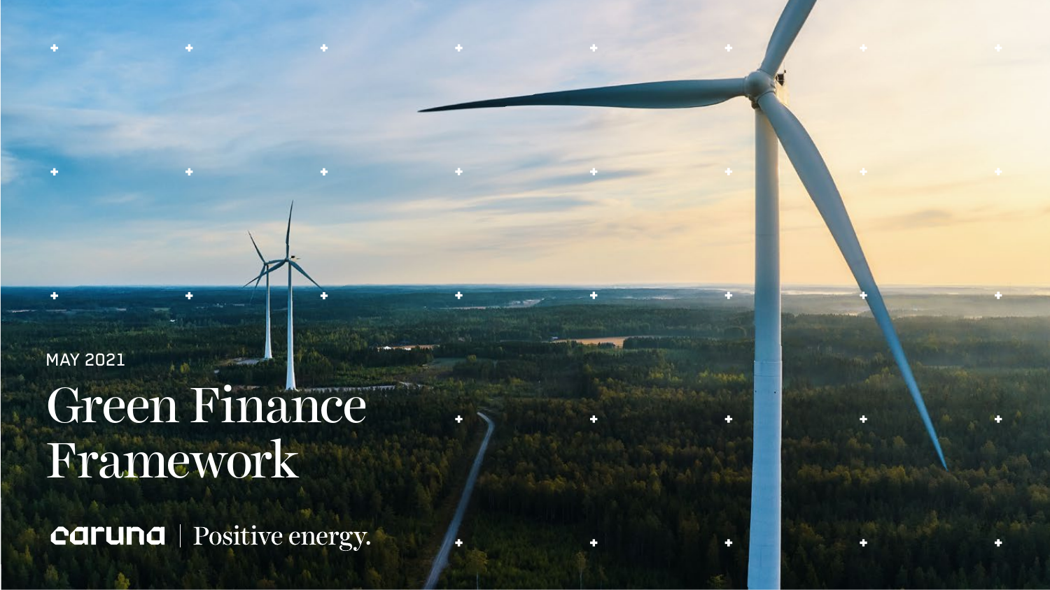MAY 2021

# Green Finance Framework

caruna | Positive energy.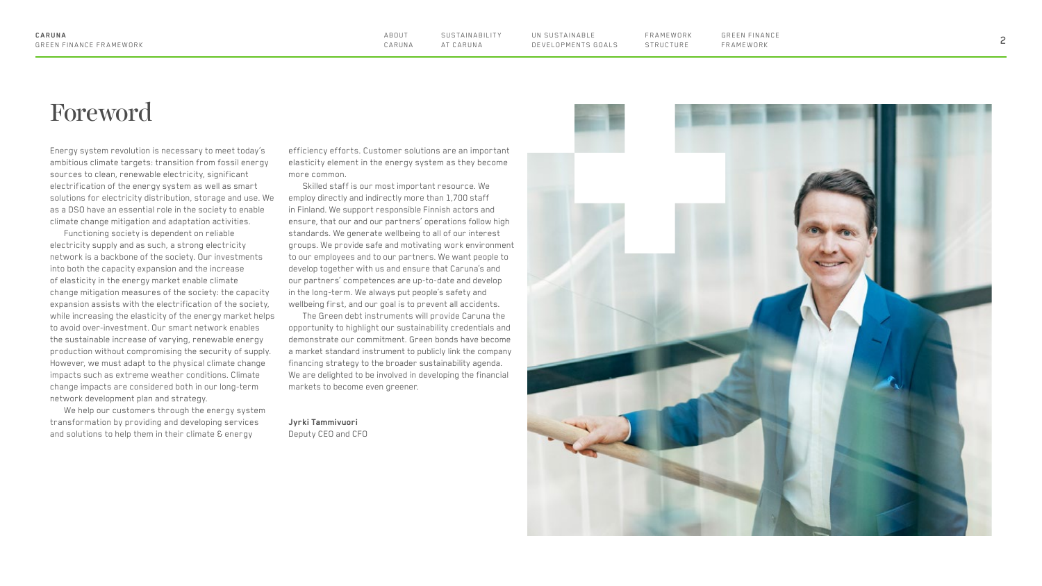# Foreword

Energy system revolution is necessary to meet today's ambitious climate targets: transition from fossil energy sources to clean, renewable electricity, significant electrification of the energy system as well as smart solutions for electricity distribution, storage and use. We as a DSO have an essential role in the society to enable climate change mitigation and adaptation activities.

Functioning society is dependent on reliable electricity supply and as such, a strong electricity network is a backbone of the society. Our investments into both the capacity expansion and the increase of elasticity in the energy market enable climate change mitigation measures of the society: the capacity expansion assists with the electrification of the society, while increasing the elasticity of the energy market helps to avoid over-investment. Our smart network enables the sustainable increase of varying, renewable energy production without compromising the security of supply. However, we must adapt to the physical climate change impacts such as extreme weather conditions. Climate change impacts are considered both in our long-term network development plan and strategy.

We help our customers through the energy system transformation by providing and developing services and solutions to help them in their climate & energy efficiency efforts. Customer solutions are an important elasticity element in the energy system as they become more common.

Skilled staff is our most important resource. We employ directly and indirectly more than 1,700 staff in Finland. We support responsible Finnish actors and ensure, that our and our partners' operations follow high standards. We generate wellbeing to all of our interest groups. We provide safe and motivating work environment to our employees and to our partners. We want people to develop together with us and ensure that Caruna's and our partners' competences are up-to-date and develop in the long-term. We always put people's safety and wellbeing first, and our goal is to prevent all accidents.

The Green debt instruments will provide Caruna the opportunity to highlight our sustainability credentials and demonstrate our commitment. Green bonds have become a market standard instrument to publicly link the company financing strategy to the broader sustainability agenda. We are delighted to be involved in developing the financial markets to become even greener.

**Jyrki Tammivuori**
Deputy CEO and CFO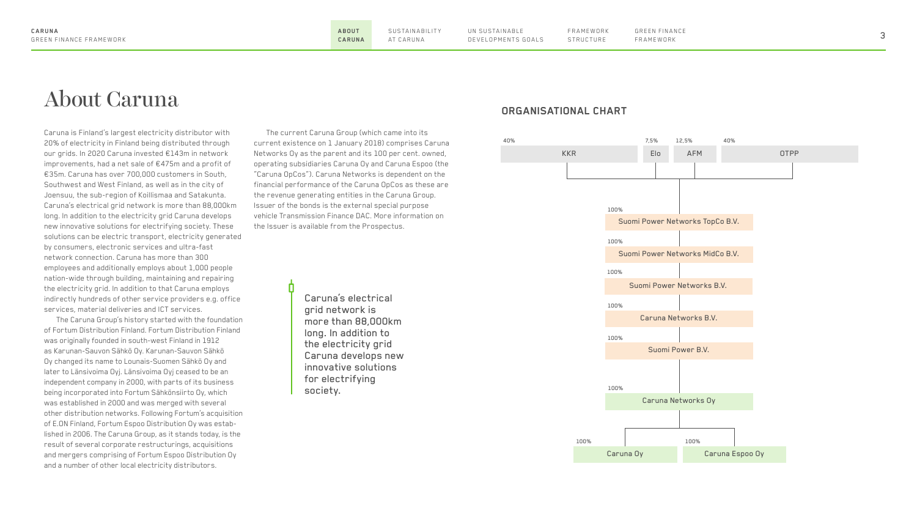# About Caruna

Caruna is Finland's largest electricity distributor with 20% of electricity in Finland being distributed through our grids. In 2020 Caruna invested €143m in network improvements, had a net sale of €475m and a profit of €35m. Caruna has over 700,000 customers in South, Southwest and West Finland, as well as in the city of Joensuu, the sub-region of Koillismaa and Satakunta. Caruna's electrical grid network is more than 88,000km long. In addition to the electricity grid Caruna develops new innovative solutions for electrifying society. These solutions can be electric transport, electricity generated by consumers, electronic services and ultra-fast network connection. Caruna has more than 300 employees and additionally employs about 1,000 people nation-wide through building, maintaining and repairing the electricity grid. In addition to that Caruna employs indirectly hundreds of other service providers e.g. office services, material deliveries and ICT services.

The Caruna Group's history started with the foundation of Fortum Distribution Finland. Fortum Distribution Finland was originally founded in south-west Finland in 1912 as Karunan-Sauvon Sähkö Oy. Karunan-Sauvon Sähkö Oy changed its name to Lounais-Suomen Sähkö Oy and later to Länsivoima Oyj. Länsivoima Oyj ceased to be an independent company in 2000, with parts of its business being incorporated into Fortum Sähkönsiirto Oy, which was established in 2000 and was merged with several other distribution networks. Following Fortum's acquisition of E.ON Finland, Fortum Espoo Distribution Oy was established in 2006. The Caruna Group, as it stands today, is the result of several corporate restructurings, acquisitions and mergers comprising of Fortum Espoo Distribution Oy and a number of other local electricity distributors.

The current Caruna Group (which came into its current existence on 1 January 2018) comprises Caruna Networks Oy as the parent and its 100 per cent. owned, operating subsidiaries Caruna Oy and Caruna Espoo (the "Caruna OpCos"). Caruna Networks is dependent on the financial performance of the Caruna OpCos as these are the revenue generating entities in the Caruna Group. Issuer of the bonds is the external special purpose vehicle Transmission Finance DAC. More information on the Issuer is available from the Prospectus.

> Caruna's electrical grid network is more than 88,000km long. In addition to the electricity grid Caruna develops new innovative solutions for electrifying society.

## ORGANISATIONAL CHART

- KKR (40%), Elo (7,5%), AFM (12,5%), OTPP (40%)
  - Suomi Power Networks TopCo B.V. (100%)
    - Suomi Power Networks MidCo B.V. (100%)
      - Suomi Power Networks B.V. (100%)
        - Caruna Networks B.V. (100%)
          - Suomi Power B.V. (100%)
            - Caruna Networks Oy (100%)
              - Caruna Oy (100%)
              - Caruna Espoo Oy (100%)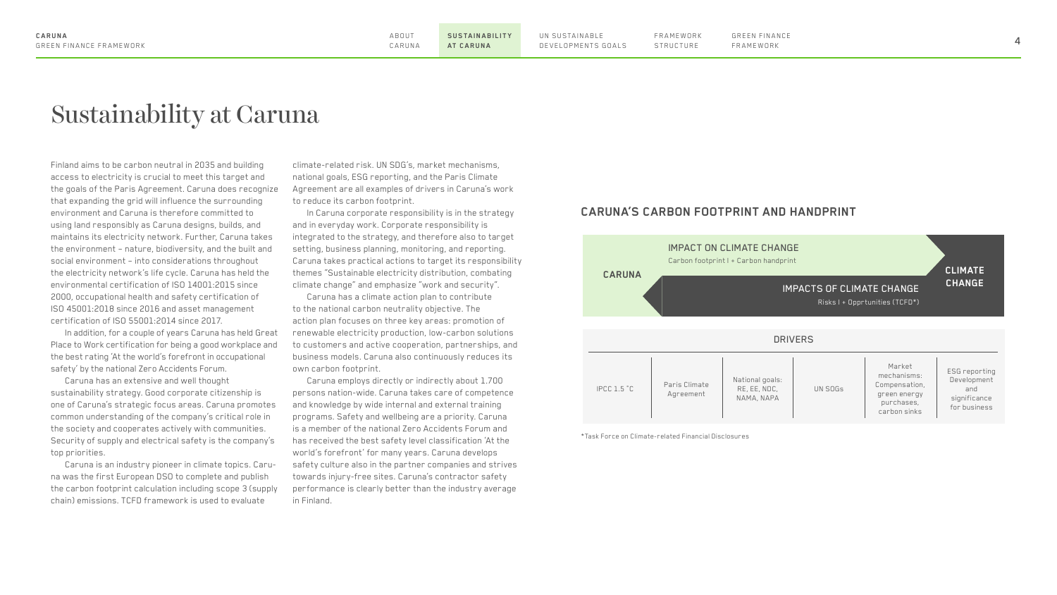# Sustainability at Caruna

Finland aims to be carbon neutral in 2035 and building access to electricity is crucial to meet this target and the goals of the Paris Agreement. Caruna does recognize that expanding the grid will influence the surrounding environment and Caruna is therefore committed to using land responsibly as Caruna designs, builds, and maintains its electricity network. Further, Caruna takes the environment – nature, biodiversity, and the built and social environment – into considerations throughout the electricity network's life cycle. Caruna has held the environmental certification of ISO 14001:2015 since 2000, occupational health and safety certification of ISO 45001:2018 since 2016 and asset management certification of ISO 55001:2014 since 2017.

In addition, for a couple of years Caruna has held Great Place to Work certification for being a good workplace and the best rating 'At the world's forefront in occupational safety' by the national Zero Accidents Forum.

Caruna has an extensive and well thought sustainability strategy. Good corporate citizenship is one of Caruna's strategic focus areas. Caruna promotes common understanding of the company's critical role in the society and cooperates actively with communities. Security of supply and electrical safety is the company's top priorities.

Caruna is an industry pioneer in climate topics. Caruna was the first European DSO to complete and publish the carbon footprint calculation including scope 3 (supply chain) emissions. TCFD framework is used to evaluate climate-related risk. UN SDG's, market mechanisms, national goals, ESG reporting, and the Paris Climate Agreement are all examples of drivers in Caruna's work to reduce its carbon footprint.

In Caruna corporate responsibility is in the strategy and in everyday work. Corporate responsibility is integrated to the strategy, and therefore also to target setting, business planning, monitoring, and reporting. Caruna takes practical actions to target its responsibility themes "Sustainable electricity distribution, combating climate change" and emphasize "work and security".

Caruna has a climate action plan to contribute to the national carbon neutrality objective. The action plan focuses on three key areas: promotion of renewable electricity production, low-carbon solutions to customers and active cooperation, partnerships, and business models. Caruna also continuously reduces its own carbon footprint.

Caruna employs directly or indirectly about 1.700 persons nation-wide. Caruna takes care of competence and knowledge by wide internal and external training programs. Safety and wellbeing are a priority. Caruna is a member of the national Zero Accidents Forum and has received the best safety level classification 'At the world's forefront' for many years. Caruna develops safety culture also in the partner companies and strives towards injury-free sites. Caruna's contractor safety performance is clearly better than the industry average in Finland.

## CARUNA'S CARBON FOOTPRINT AND HANDPRINT

**CARUNA** → IMPACT ON CLIMATE CHANGE (Carbon footprint I + Carbon handprint) → **CLIMATE CHANGE**

**CLIMATE CHANGE** → IMPACTS OF CLIMATE CHANGE (Risks I + Opprtunities (TCFD*)) → **CARUNA**

DRIVERS

| IPCC 1.5 °C | Paris Climate Agreement | National goals: RE, EE, NDC, NAMA, NAPA | UN SDGs | Market mechanisms: Compensation, green energy purchases, carbon sinks | ESG reporting Development and significance for business |
|---|---|---|---|---|---|

*Task Force on Climate-related Financial Disclosures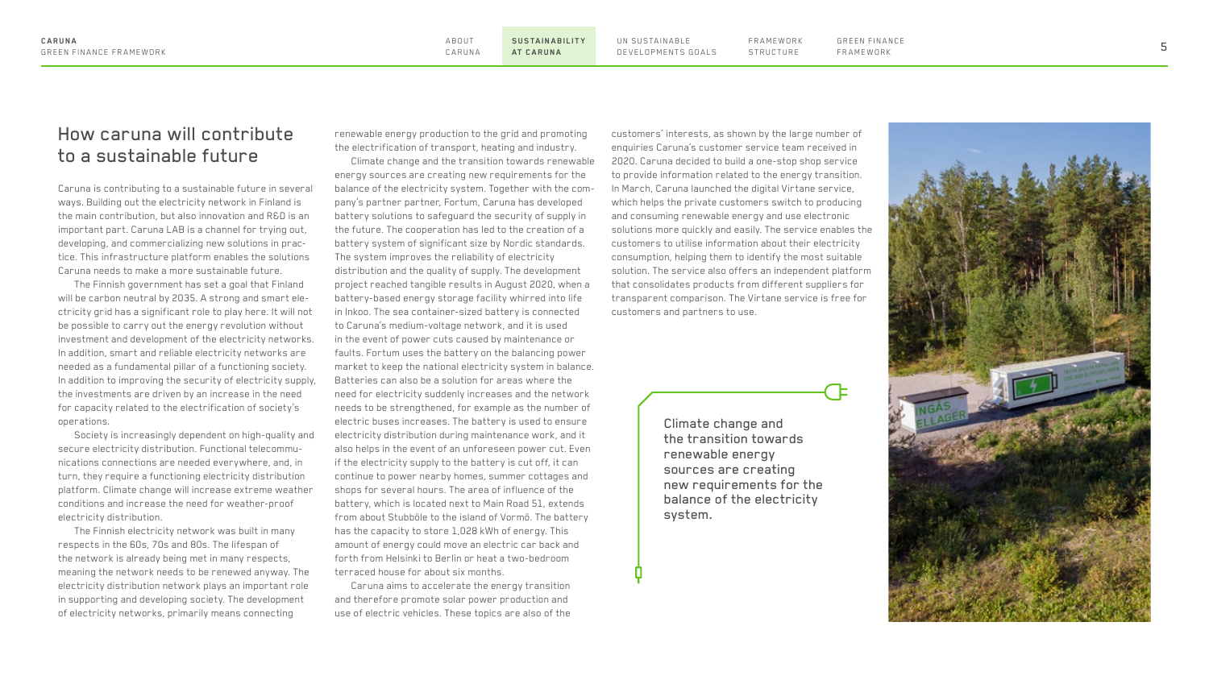# How caruna will contribute to a sustainable future

Caruna is contributing to a sustainable future in several ways. Building out the electricity network in Finland is the main contribution, but also innovation and R&D is an important part. Caruna LAB is a channel for trying out, developing, and commercializing new solutions in practice. This infrastructure platform enables the solutions Caruna needs to make a more sustainable future.

The Finnish government has set a goal that Finland will be carbon neutral by 2035. A strong and smart electricity grid has a significant role to play here. It will not be possible to carry out the energy revolution without investment and development of the electricity networks. In addition, smart and reliable electricity networks are needed as a fundamental pillar of a functioning society. In addition to improving the security of electricity supply, the investments are driven by an increase in the need for capacity related to the electrification of society's operations.

Society is increasingly dependent on high-quality and secure electricity distribution. Functional telecommunications connections are needed everywhere, and, in turn, they require a functioning electricity distribution platform. Climate change will increase extreme weather conditions and increase the need for weather-proof electricity distribution.

The Finnish electricity network was built in many respects in the 60s, 70s and 80s. The lifespan of the network is already being met in many respects, meaning the network needs to be renewed anyway. The electricity distribution network plays an important role in supporting and developing society. The development of electricity networks, primarily means connecting renewable energy production to the grid and promoting the electrification of transport, heating and industry.

Climate change and the transition towards renewable energy sources are creating new requirements for the balance of the electricity system. Together with the company's partner partner, Fortum, Caruna has developed battery solutions to safeguard the security of supply in the future. The cooperation has led to the creation of a battery system of significant size by Nordic standards. The system improves the reliability of electricity distribution and the quality of supply. The development project reached tangible results in August 2020, when a battery-based energy storage facility whirred into life in Inkoo. The sea container-sized battery is connected to Caruna's medium-voltage network, and it is used in the event of power cuts caused by maintenance or faults. Fortum uses the battery on the balancing power market to keep the national electricity system in balance. Batteries can also be a solution for areas where the need for electricity suddenly increases and the network needs to be strengthened, for example as the number of electric buses increases. The battery is used to ensure electricity distribution during maintenance work, and it also helps in the event of an unforeseen power cut. Even if the electricity supply to the battery is cut off, it can continue to power nearby homes, summer cottages and shops for several hours. The area of influence of the battery, which is located next to Main Road 51, extends from about Stubböle to the island of Vormö. The battery has the capacity to store 1,028 kWh of energy. This amount of energy could move an electric car back and forth from Helsinki to Berlin or heat a two-bedroom terraced house for about six months.

Caruna aims to accelerate the energy transition and therefore promote solar power production and use of electric vehicles. These topics are also of the customers' interests, as shown by the large number of enquiries Caruna's customer service team received in 2020. Caruna decided to build a one-stop shop service to provide information related to the energy transition. In March, Caruna launched the digital Virtane service, which helps the private customers switch to producing and consuming renewable energy and use electronic solutions more quickly and easily. The service enables the customers to utilise information about their electricity consumption, helping them to identify the most suitable solution. The service also offers an independent platform that consolidates products from different suppliers for transparent comparison. The Virtane service is free for customers and partners to use.

> Climate change and the transition towards renewable energy sources are creating new requirements for the balance of the electricity system.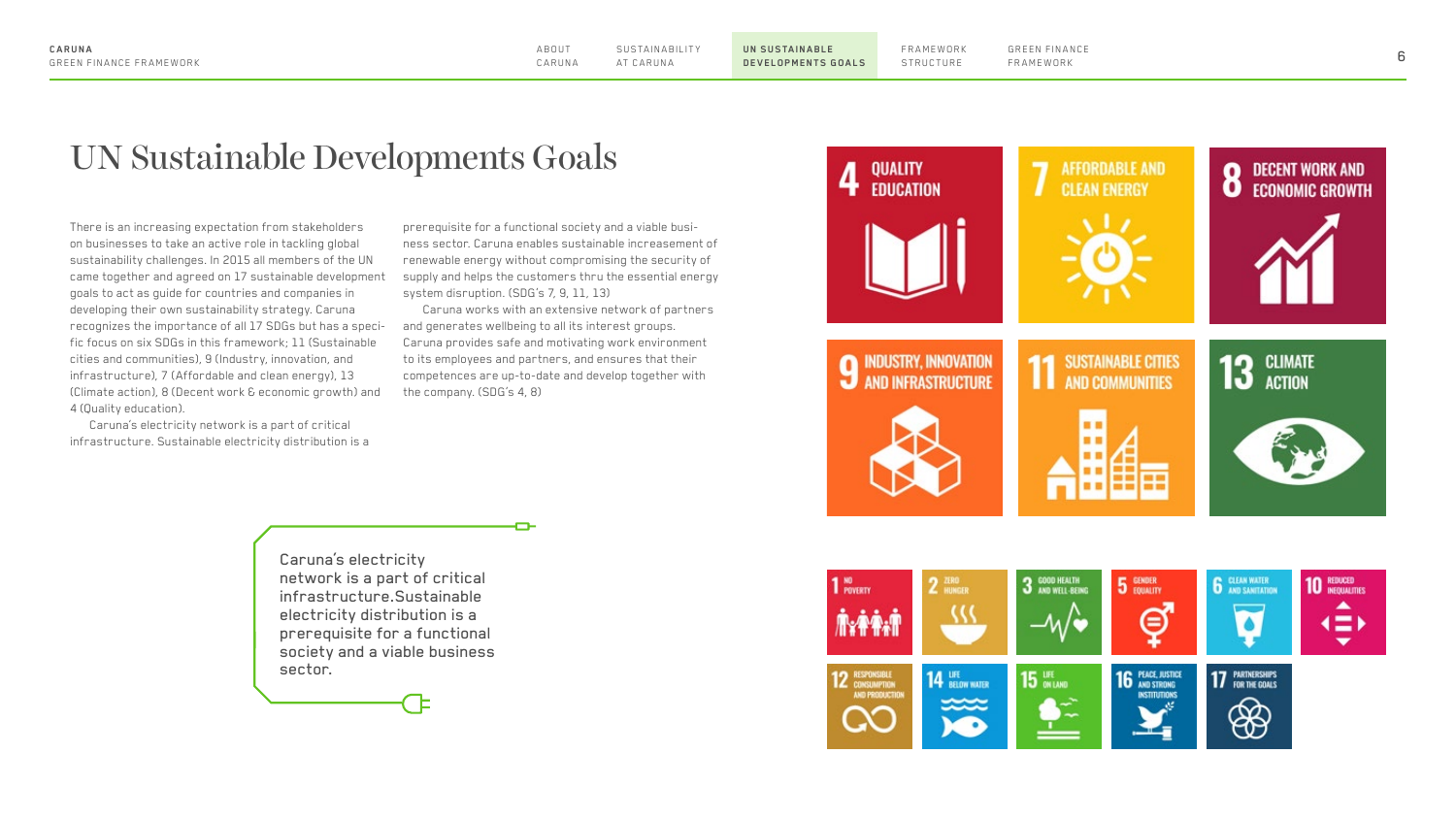# UN Sustainable Developments Goals

There is an increasing expectation from stakeholders on businesses to take an active role in tackling global sustainability challenges. In 2015 all members of the UN came together and agreed on 17 sustainable development goals to act as guide for countries and companies in developing their own sustainability strategy. Caruna recognizes the importance of all 17 SDGs but has a specific focus on six SDGs in this framework; 11 (Sustainable cities and communities), 9 (Industry, innovation, and infrastructure), 7 (Affordable and clean energy), 13 (Climate action), 8 (Decent work & economic growth) and 4 (Quality education).

Caruna's electricity network is a part of critical infrastructure. Sustainable electricity distribution is a prerequisite for a functional society and a viable business sector. Caruna enables sustainable increasement of renewable energy without compromising the security of supply and helps the customers thru the essential energy system disruption. (SDG's 7, 9, 11, 13)

Caruna works with an extensive network of partners and generates wellbeing to all its interest groups. Caruna provides safe and motivating work environment to its employees and partners, and ensures that their competences are up-to-date and develop together with the company. (SDG's 4, 8)

> Caruna's electricity network is a part of critical infrastructure.Sustainable electricity distribution is a prerequisite for a functional society and a viable business sector.

4 QUALITY EDUCATION

7 AFFORDABLE AND CLEAN ENERGY

8 DECENT WORK AND ECONOMIC GROWTH

9 INDUSTRY, INNOVATION AND INFRASTRUCTURE

11 SUSTAINABLE CITIES AND COMMUNITIES

13 CLIMATE ACTION

1 NO POVERTY
2 ZERO HUNGER
3 GOOD HEALTH AND WELL-BEING
5 GENDER EQUALITY
6 CLEAN WATER AND SANITATION
10 REDUCED INEQUALITIES
12 RESPONSIBLE CONSUMPTION AND PRODUCTION
14 LIFE BELOW WATER
15 LIFE ON LAND
16 PEACE, JUSTICE AND STRONG INSTITUTIONS
17 PARTNERSHIPS FOR THE GOALS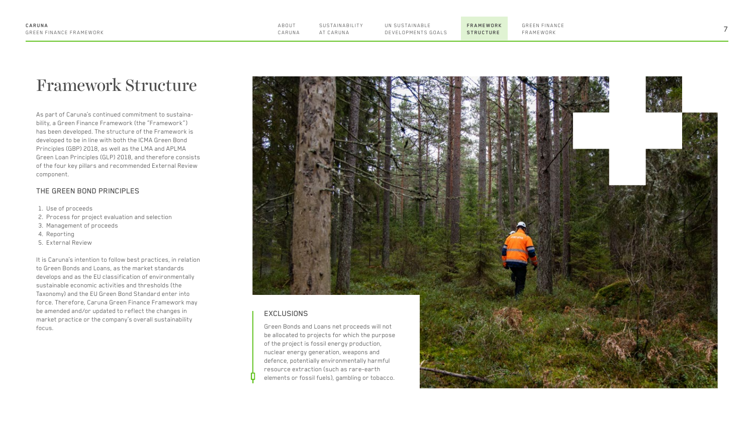# Framework Structure

As part of Caruna's continued commitment to sustainability, a Green Finance Framework (the "Framework") has been developed. The structure of the Framework is developed to be in line with both the ICMA Green Bond Principles (GBP) 2018, as well as the LMA and APLMA Green Loan Principles (GLP) 2018, and therefore consists of the four key pillars and recommended External Review component.

### THE GREEN BOND PRINCIPLES

1. Use of proceeds
2. Process for project evaluation and selection
3. Management of proceeds
4. Reporting
5. External Review

It is Caruna's intention to follow best practices, in relation to Green Bonds and Loans, as the market standards develops and as the EU classification of environmentally sustainable economic activities and thresholds (the Taxonomy) and the EU Green Bond Standard enter into force. Therefore, Caruna Green Finance Framework may be amended and/or updated to reflect the changes in market practice or the company's overall sustainability focus.

### EXCLUSIONS

Green Bonds and Loans net proceeds will not be allocated to projects for which the purpose of the project is fossil energy production, nuclear energy generation, weapons and defence, potentially environmentally harmful resource extraction (such as rare-earth elements or fossil fuels), gambling or tobacco.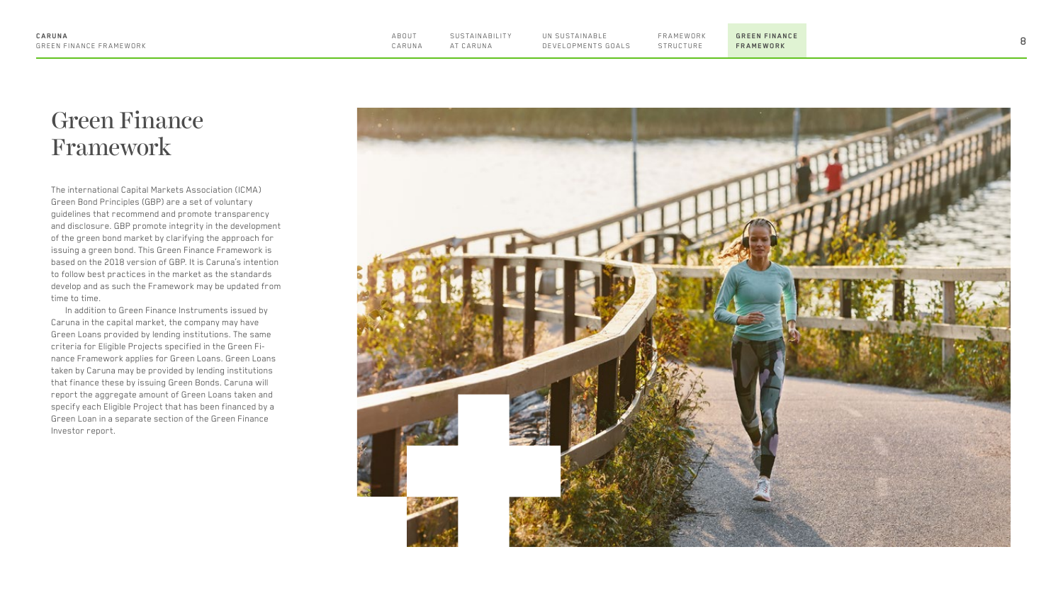# Green Finance Framework

The international Capital Markets Association (ICMA) Green Bond Principles (GBP) are a set of voluntary guidelines that recommend and promote transparency and disclosure. GBP promote integrity in the development of the green bond market by clarifying the approach for issuing a green bond. This Green Finance Framework is based on the 2018 version of GBP. It is Caruna's intention to follow best practices in the market as the standards develop and as such the Framework may be updated from time to time.

In addition to Green Finance Instruments issued by Caruna in the capital market, the company may have Green Loans provided by lending institutions. The same criteria for Eligible Projects specified in the Green Finance Framework applies for Green Loans. Green Loans taken by Caruna may be provided by lending institutions that finance these by issuing Green Bonds. Caruna will report the aggregate amount of Green Loans taken and specify each Eligible Project that has been financed by a Green Loan in a separate section of the Green Finance Investor report.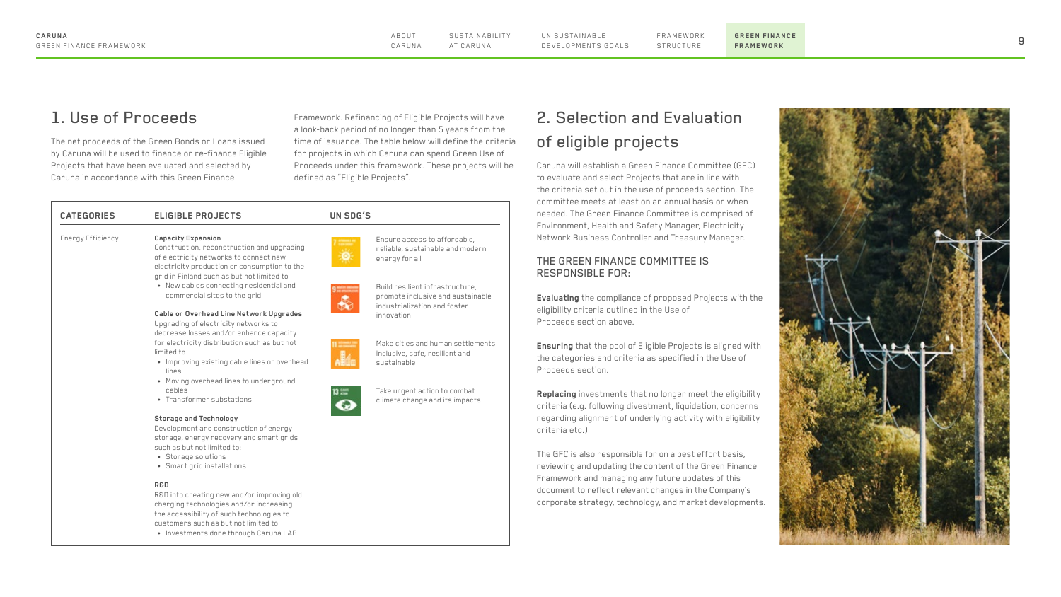## 1. Use of Proceeds

The net proceeds of the Green Bonds or Loans issued by Caruna will be used to finance or re-finance Eligible Projects that have been evaluated and selected by Caruna in accordance with this Green Finance Framework. Refinancing of Eligible Projects will have a look-back period of no longer than 5 years from the time of issuance. The table below will define the criteria for projects in which Caruna can spend Green Use of Proceeds under this framework. These projects will be defined as "Eligible Projects".

| CATEGORIES | ELIGIBLE PROJECTS | UN SDG'S |
| --- | --- | --- |
| Energy Efficiency | **Capacity Expansion**<br>Construction, reconstruction and upgrading of electricity networks to connect new electricity production or consumption to the grid in Finland such as but not limited to<br>• New cables connecting residential and commercial sites to the grid<br><br>**Cable or Overhead Line Network Upgrades**<br>Upgrading of electricity networks to decrease losses and/or enhance capacity for electricity distribution such as but not limited to<br>• Improving existing cable lines or overhead lines<br>• Moving overhead lines to underground cables<br>• Transformer substations<br><br>**Storage and Technology**<br>Development and construction of energy storage, energy recovery and smart grids such as but not limited to:<br>• Storage solutions<br>• Smart grid installations<br><br>**R&D**<br>R&D into creating new and/or improving old charging technologies and/or increasing the accessibility of such technologies to customers such as but not limited to<br>• Investments done through Caruna LAB | 7: Ensure access to affordable, reliable, sustainable and modern energy for all<br><br>9: Build resilient infrastructure, promote inclusive and sustainable industrialization and foster innovation<br><br>11: Make cities and human settlements inclusive, safe, resilient and sustainable<br><br>13: Take urgent action to combat climate change and its impacts |

## 2. Selection and Evaluation of eligible projects

Caruna will establish a Green Finance Committee (GFC) to evaluate and select Projects that are in line with the criteria set out in the use of proceeds section. The committee meets at least on an annual basis or when needed. The Green Finance Committee is comprised of Environment, Health and Safety Manager, Electricity Network Business Controller and Treasury Manager.

### THE GREEN FINANCE COMMITTEE IS RESPONSIBLE FOR:

**Evaluating** the compliance of proposed Projects with the eligibility criteria outlined in the Use of Proceeds section above.

**Ensuring** that the pool of Eligible Projects is aligned with the categories and criteria as specified in the Use of Proceeds section.

**Replacing** investments that no longer meet the eligibility criteria (e.g. following divestment, liquidation, concerns regarding alignment of underlying activity with eligibility criteria etc.)

The GFC is also responsible for on a best effort basis, reviewing and updating the content of the Green Finance Framework and managing any future updates of this document to reflect relevant changes in the Company's corporate strategy, technology, and market developments.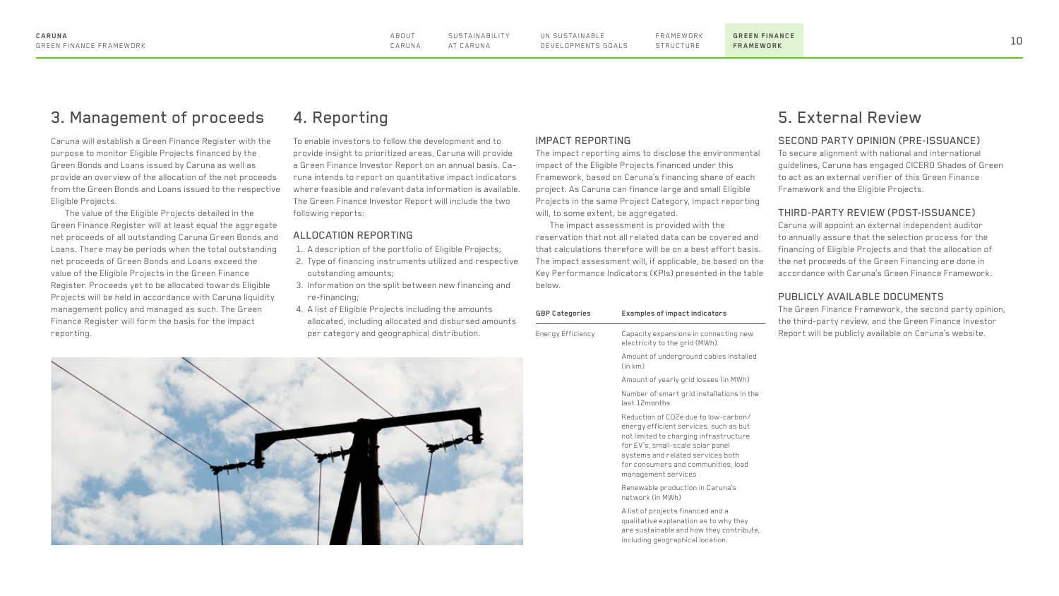## 3. Management of proceeds

Caruna will establish a Green Finance Register with the purpose to monitor Eligible Projects financed by the Green Bonds and Loans issued by Caruna as well as provide an overview of the allocation of the net proceeds from the Green Bonds and Loans issued to the respective Eligible Projects.

The value of the Eligible Projects detailed in the Green Finance Register will at least equal the aggregate net proceeds of all outstanding Caruna Green Bonds and Loans. There may be periods when the total outstanding net proceeds of Green Bonds and Loans exceed the value of the Eligible Projects in the Green Finance Register. Proceeds yet to be allocated towards Eligible Projects will be held in accordance with Caruna liquidity management policy and managed as such. The Green Finance Register will form the basis for the impact reporting.

## 4. Reporting

To enable investors to follow the development and to provide insight to prioritized areas, Caruna will provide a Green Finance Investor Report on an annual basis. Caruna intends to report on quantitative impact indicators where feasible and relevant data information is available. The Green Finance Investor Report will include the two following reports:

### ALLOCATION REPORTING

1. A description of the portfolio of Eligible Projects;
2. Type of financing instruments utilized and respective outstanding amounts;
3. Information on the split between new financing and re-financing;
4. A list of Eligible Projects including the amounts allocated, including allocated and disbursed amounts per category and geographical distribution.

### IMPACT REPORTING

The impact reporting aims to disclose the environmental impact of the Eligible Projects financed under this Framework, based on Caruna's financing share of each project. As Caruna can finance large and small Eligible Projects in the same Project Category, impact reporting will, to some extent, be aggregated.

The impact assessment is provided with the reservation that not all related data can be covered and that calculations therefore will be on a best effort basis. The impact assessment will, if applicable, be based on the Key Performance Indicators (KPIs) presented in the table below.

| GBP Categories | Examples of impact indicators |
|---|---|
| Energy Efficiency | Capacity expansions in connecting new electricity to the grid (MWh). |
| | Amount of underground cables installed (in km) |
| | Amount of yearly grid losses (in MWh) |
| | Number of smart grid installations in the last 12months |
| | Reduction of CO2e due to low-carbon/energy efficient services, such as but not limited to charging infrastructure for EV's, small-scale solar panel systems and related services both for consumers and communities, load management services |
| | Renewable production in Caruna's network (in MWh) |
| | A list of projects financed and a qualitative explanation as to why they are sustainable and how they contribute, including geographical location. |

## 5. External Review

### SECOND PARTY OPINION (PRE-ISSUANCE)

To secure alignment with national and international guidelines, Caruna has engaged CICERO Shades of Green to act as an external verifier of this Green Finance Framework and the Eligible Projects.

### THIRD-PARTY REVIEW (POST-ISSUANCE)

Caruna will appoint an external independent auditor to annually assure that the selection process for the financing of Eligible Projects and that the allocation of the net proceeds of the Green Financing are done in accordance with Caruna's Green Finance Framework.

### PUBLICLY AVAILABLE DOCUMENTS

The Green Finance Framework, the second party opinion, the third-party review, and the Green Finance Investor Report will be publicly available on Caruna's website.